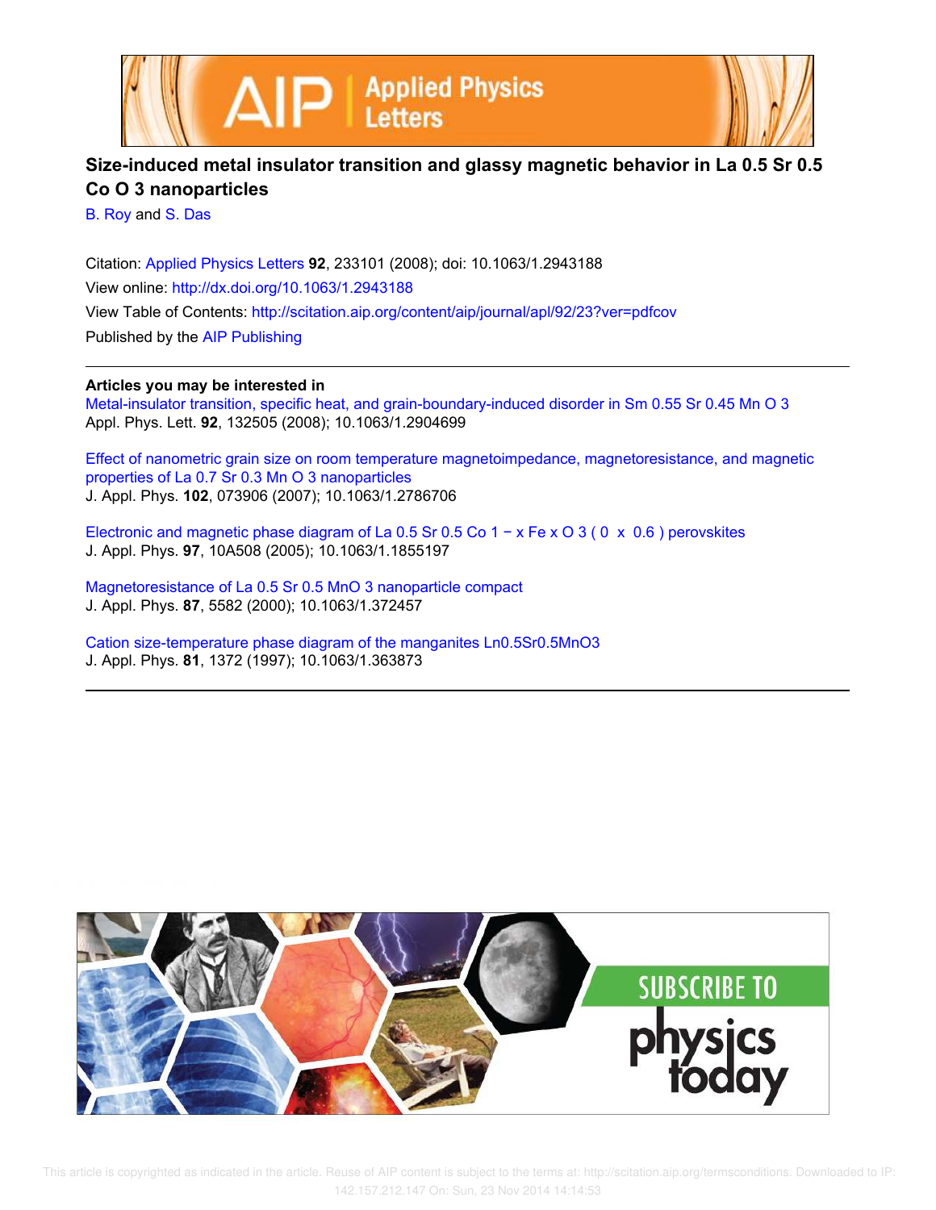# Size-induced metal insulator transition and glassy magnetic behavior in La 0.5 Sr 0.5 Co O 3 nanoparticles

B. Roy and S. Das

Citation: Applied Physics Letters **92**, 233101 (2008); doi: 10.1063/1.2943188

View online: http://dx.doi.org/10.1063/1.2943188

View Table of Contents: http://scitation.aip.org/content/aip/journal/apl/92/23?ver=pdfcov

Published by the AIP Publishing

---

**Articles you may be interested in**

Metal-insulator transition, specific heat, and grain-boundary-induced disorder in Sm 0.55 Sr 0.45 Mn O 3
Appl. Phys. Lett. **92**, 132505 (2008); 10.1063/1.2904699

Effect of nanometric grain size on room temperature magnetoimpedance, magnetoresistance, and magnetic properties of La 0.7 Sr 0.3 Mn O 3 nanoparticles
J. Appl. Phys. **102**, 073906 (2007); 10.1063/1.2786706

Electronic and magnetic phase diagram of La 0.5 Sr 0.5 Co 1 − x Fe x O 3 ( 0 x 0.6 ) perovskites
J. Appl. Phys. **97**, 10A508 (2005); 10.1063/1.1855197

Magnetoresistance of La 0.5 Sr 0.5 MnO 3 nanoparticle compact
J. Appl. Phys. **87**, 5582 (2000); 10.1063/1.372457

Cation size-temperature phase diagram of the manganites Ln0.5Sr0.5MnO3
J. Appl. Phys. **81**, 1372 (1997); 10.1063/1.363873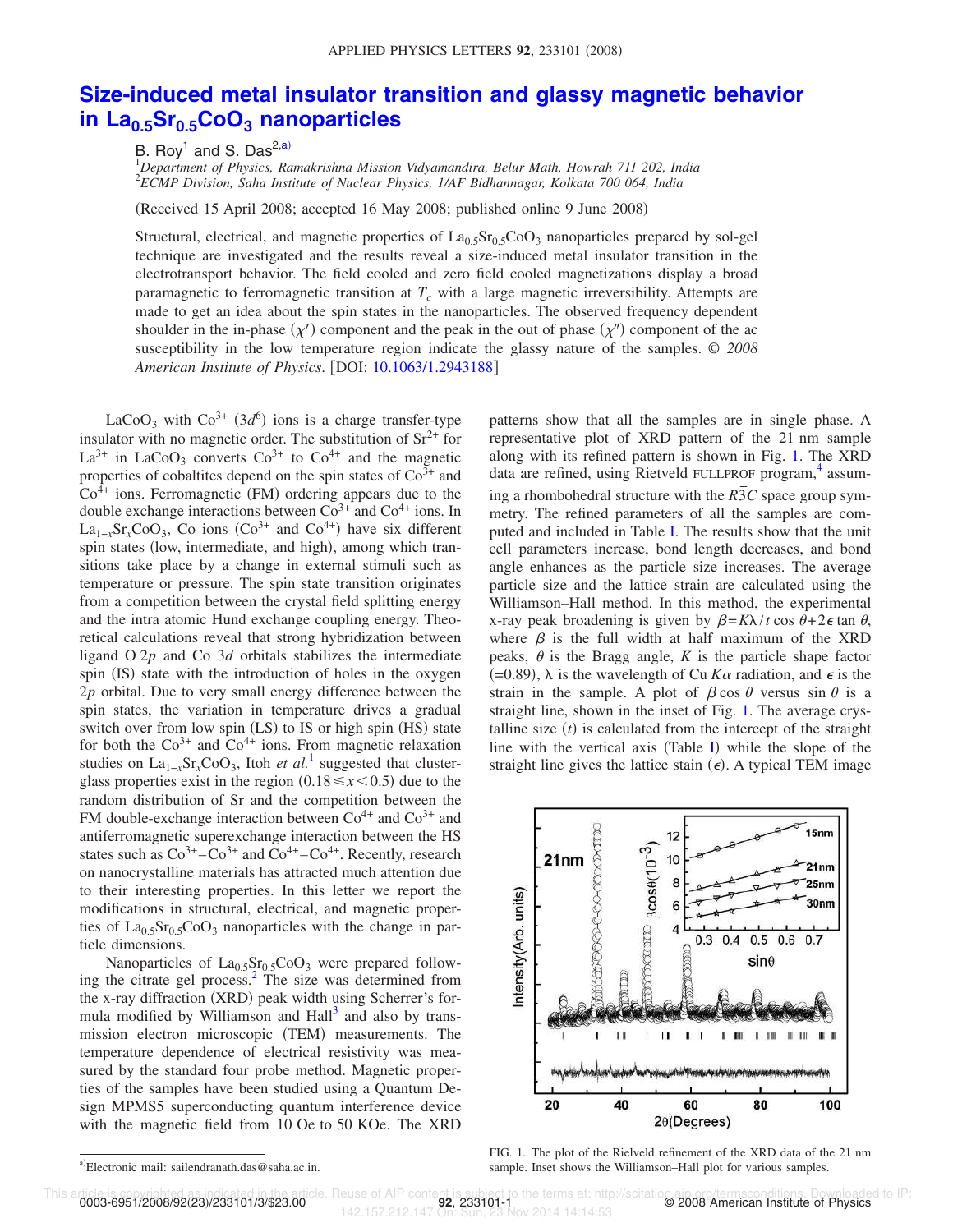# Size-induced metal insulator transition and glassy magnetic behavior in $La_{0.5}Sr_{0.5}CoO_3$ nanoparticles

B. Roy[1] and S. Das[2,a)]

[1]Department of Physics, Ramakrishna Mission Vidyamandira, Belur Math, Howrah 711 202, India
[2]ECMP Division, Saha Institute of Nuclear Physics, 1/AF Bidhannagar, Kolkata 700 064, India

(Received 15 April 2008; accepted 16 May 2008; published online 9 June 2008)

Structural, electrical, and magnetic properties of $La_{0.5}Sr_{0.5}CoO_3$ nanoparticles prepared by sol-gel technique are investigated and the results reveal a size-induced metal insulator transition in the electrotransport behavior. The field cooled and zero field cooled magnetizations display a broad paramagnetic to ferromagnetic transition at $T_c$ with a large magnetic irreversibility. Attempts are made to get an idea about the spin states in the nanoparticles. The observed frequency dependent shoulder in the in-phase ($\chi'$) component and the peak in the out of phase ($\chi''$) component of the ac susceptibility in the low temperature region indicate the glassy nature of the samples. © *2008 American Institute of Physics*. [DOI: 10.1063/1.2943188]

$LaCoO_3$ with $Co^{3+}$ ($3d^6$) ions is a charge transfer-type insulator with no magnetic order. The substitution of $Sr^{2+}$ for $La^{3+}$ in $LaCoO_3$ converts $Co^{3+}$ to $Co^{4+}$ and the magnetic properties of cobaltites depend on the spin states of $Co^{3+}$ and $Co^{4+}$ ions. Ferromagnetic (FM) ordering appears due to the double exchange interactions between $Co^{3+}$ and $Co^{4+}$ ions. In $La_{1-x}Sr_xCoO_3$, Co ions ($Co^{3+}$ and $Co^{4+}$) have six different spin states (low, intermediate, and high), among which transitions take place by a change in external stimuli such as temperature or pressure. The spin state transition originates from a competition between the crystal field splitting energy and the intra atomic Hund exchange coupling energy. Theoretical calculations reveal that strong hybridization between ligand O $2p$ and Co $3d$ orbitals stabilizes the intermediate spin (IS) state with the introduction of holes in the oxygen $2p$ orbital. Due to very small energy difference between the spin states, the variation in temperature drives a gradual switch over from low spin (LS) to IS or high spin (HS) state for both the $Co^{3+}$ and $Co^{4+}$ ions. From magnetic relaxation studies on $La_{1-x}Sr_xCoO_3$, Itoh *et al.*[1] suggested that cluster-glass properties exist in the region ($0.18 \leq x < 0.5$) due to the random distribution of Sr and the competition between the FM double-exchange interaction between $Co^{4+}$ and $Co^{3+}$ and antiferromagnetic superexchange interaction between the HS states such as $Co^{3+}$–$Co^{3+}$ and $Co^{4+}$–$Co^{4+}$. Recently, research on nanocrystalline materials has attracted much attention due to their interesting properties. In this letter we report the modifications in structural, electrical, and magnetic properties of $La_{0.5}Sr_{0.5}CoO_3$ nanoparticles with the change in particle dimensions.

Nanoparticles of $La_{0.5}Sr_{0.5}CoO_3$ were prepared following the citrate gel process.[2] The size was determined from the x-ray diffraction (XRD) peak width using Scherrer's formula modified by Williamson and Hall[3] and also by transmission electron microscopic (TEM) measurements. The temperature dependence of electrical resistivity was measured by the standard four probe method. Magnetic properties of the samples have been studied using a Quantum Design MPMS5 superconducting quantum interference device with the magnetic field from 10 Oe to 50 KOe. The XRD patterns show that all the samples are in single phase. A representative plot of XRD pattern of the 21 nm sample along with its refined pattern is shown in Fig. 1. The XRD data are refined, using Rietveld FULLPROF program,[4] assuming a rhombohedral structure with the $R\bar{3}C$ space group symmetry. The refined parameters of all the samples are computed and included in Table I. The results show that the unit cell parameters increase, bond length decreases, and bond angle enhances as the particle size increases. The average particle size and the lattice strain are calculated using the Williamson–Hall method. In this method, the experimental x-ray peak broadening is given by $\beta = K\lambda/t\cos\theta + 2\epsilon\tan\theta$, where $\beta$ is the full width at half maximum of the XRD peaks, $\theta$ is the Bragg angle, $K$ is the particle shape factor (=0.89), $\lambda$ is the wavelength of Cu $K\alpha$ radiation, and $\epsilon$ is the strain in the sample. A plot of $\beta\cos\theta$ versus $\sin\theta$ is a straight line, shown in the inset of Fig. 1. The average crystalline size ($t$) is calculated from the intercept of the straight line with the vertical axis (Table I) while the slope of the straight line gives the lattice stain ($\epsilon$). A typical TEM image

FIG. 1. The plot of the Rielveld refinement of the XRD data of the 21 nm sample. Inset shows the Williamson–Hall plot for various samples.

a)Electronic mail: sailendranath.das@saha.ac.in.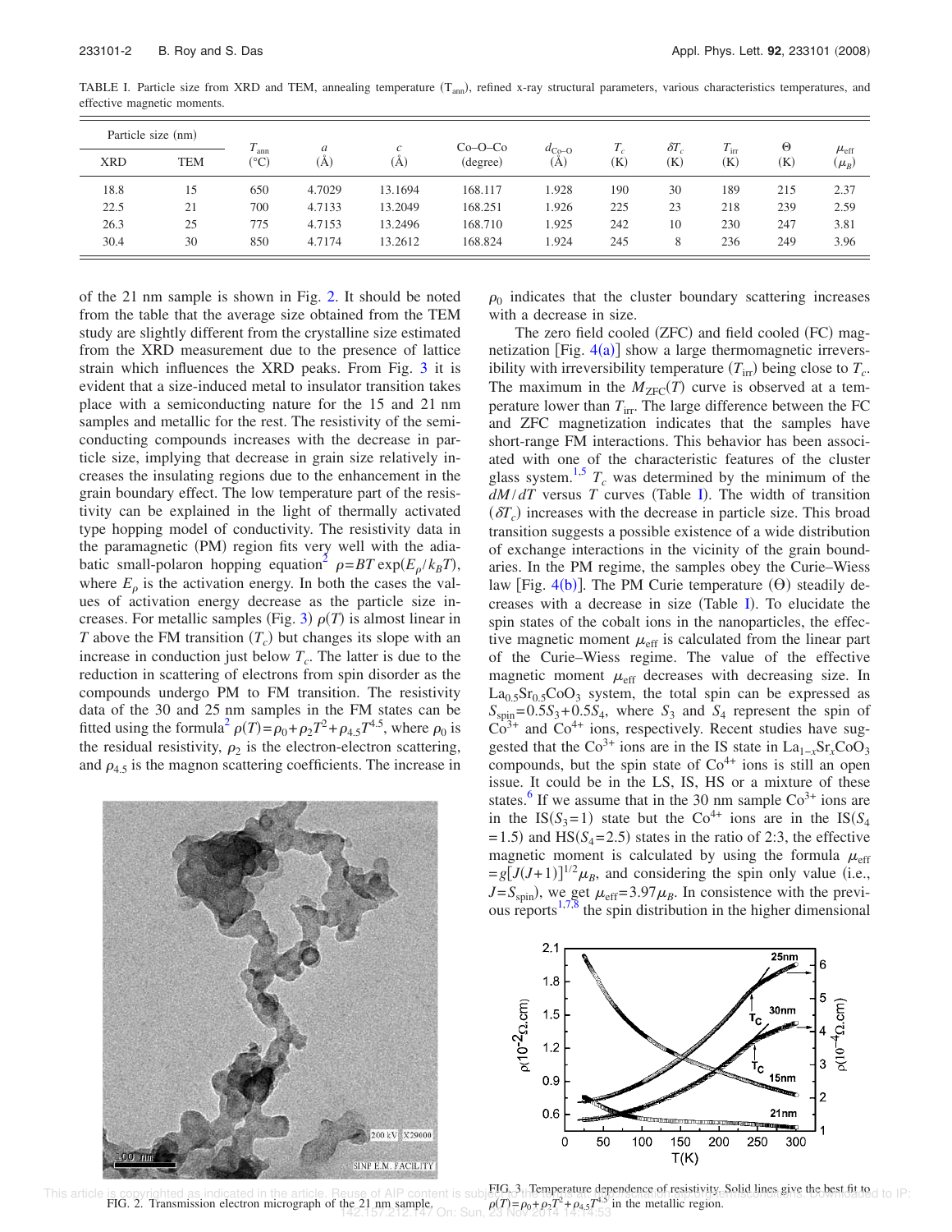TABLE I. Particle size from XRD and TEM, annealing temperature ($T_{ann}$), refined x-ray structural parameters, various characteristics temperatures, and effective magnetic moments.

| Particle size (nm) | | $T_{ann}$ (°C) | $a$ (Å) | $c$ (Å) | Co–O–Co (degree) | $d_{Co-O}$ (Å) | $T_c$ (K) | $\delta T_c$ (K) | $T_{irr}$ (K) | $\Theta$ (K) | $\mu_{eff}$ ($\mu_B$) |
|---|---|---|---|---|---|---|---|---|---|---|---|
| XRD | TEM | | | | | | | | | | |
| 18.8 | 15 | 650 | 4.7029 | 13.1694 | 168.117 | 1.928 | 190 | 30 | 189 | 215 | 2.37 |
| 22.5 | 21 | 700 | 4.7133 | 13.2049 | 168.251 | 1.926 | 225 | 23 | 218 | 239 | 2.59 |
| 26.3 | 25 | 775 | 4.7153 | 13.2496 | 168.710 | 1.925 | 242 | 10 | 230 | 247 | 3.81 |
| 30.4 | 30 | 850 | 4.7174 | 13.2612 | 168.824 | 1.924 | 245 | 8 | 236 | 249 | 3.96 |

of the 21 nm sample is shown in Fig. 2. It should be noted from the table that the average size obtained from the TEM study are slightly different from the crystalline size estimated from the XRD measurement due to the presence of lattice strain which influences the XRD peaks. From Fig. 3 it is evident that a size-induced metal to insulator transition takes place with a semiconducting nature for the 15 and 21 nm samples and metallic for the rest. The resistivity of the semiconducting compounds increases with the decrease in particle size, implying that decrease in grain size relatively increases the insulating regions due to the enhancement in the grain boundary effect. The low temperature part of the resistivity can be explained in the light of thermally activated type hopping model of conductivity. The resistivity data in the paramagnetic (PM) region fits very well with the adiabatic small-polaron hopping equation[2] $\rho = BT\exp(E_\rho/k_BT)$, where $E_\rho$ is the activation energy. In both the cases the values of activation energy decrease as the particle size increases. For metallic samples (Fig. 3) $\rho(T)$ is almost linear in $T$ above the FM transition ($T_c$) but changes its slope with an increase in conduction just below $T_c$. The latter is due to the reduction in scattering of electrons from spin disorder as the compounds undergo PM to FM transition. The resistivity data of the 30 and 25 nm samples in the FM states can be fitted using the formula[2] $\rho(T) = \rho_0 + \rho_2 T^2 + \rho_{4.5} T^{4.5}$, where $\rho_0$ is the residual resistivity, $\rho_2$ is the electron-electron scattering, and $\rho_{4.5}$ is the magnon scattering coefficients. The increase in $\rho_0$ indicates that the cluster boundary scattering increases with a decrease in size.

FIG. 2. Transmission electron micrograph of the 21 nm sample.

The zero field cooled (ZFC) and field cooled (FC) magnetization [Fig. 4(a)] show a large thermomagnetic irreversibility with irreversibility temperature ($T_{irr}$) being close to $T_c$. The maximum in the $M_{ZFC}(T)$ curve is observed at a temperature lower than $T_{irr}$. The large difference between the FC and ZFC magnetization indicates that the samples have short-range FM interactions. This behavior has been associated with one of the characteristic features of the cluster glass system.[1,5] $T_c$ was determined by the minimum of the $dM/dT$ versus $T$ curves (Table I). The width of transition ($\delta T_c$) increases with the decrease in particle size. This broad transition suggests a possible existence of a wide distribution of exchange interactions in the vicinity of the grain boundaries. In the PM regime, the samples obey the Curie–Wiess law [Fig. 4(b)]. The PM Curie temperature ($\Theta$) steadily decreases with a decrease in size (Table I). To elucidate the spin states of the cobalt ions in the nanoparticles, the effective magnetic moment $\mu_{eff}$ is calculated from the linear part of the Curie–Wiess regime. The value of the effective magnetic moment $\mu_{eff}$ decreases with decreasing size. In $La_{0.5}Sr_{0.5}CoO_3$ system, the total spin can be expressed as $S_{spin} = 0.5S_3 + 0.5S_4$, where $S_3$ and $S_4$ represent the spin of $Co^{3+}$ and $Co^{4+}$ ions, respectively. Recent studies have suggested that the $Co^{3+}$ ions are in the IS state in $La_{1-x}Sr_xCoO_3$ compounds, but the spin state of $Co^{4+}$ ions is still an open issue. It could be in the LS, IS, HS or a mixture of these states.[6] If we assume that in the 30 nm sample $Co^{3+}$ ions are in the IS($S_3=1$) state but the $Co^{4+}$ ions are in the IS($S_4=1.5$) and HS($S_4=2.5$) states in the ratio of 2:3, the effective magnetic moment is calculated by using the formula $\mu_{eff} = g[J(J+1)]^{1/2}\mu_B$, and considering the spin only value (i.e., $J = S_{spin}$), we get $\mu_{eff} = 3.97\mu_B$. In consistence with the previous reports[1,7,8] the spin distribution in the higher dimensional

FIG. 3. Temperature dependence of resistivity. Solid lines give the best fit to $\rho(T) = \rho_0 + \rho_2 T^2 + \rho_{4.5} T^{4.5}$ in the metallic region.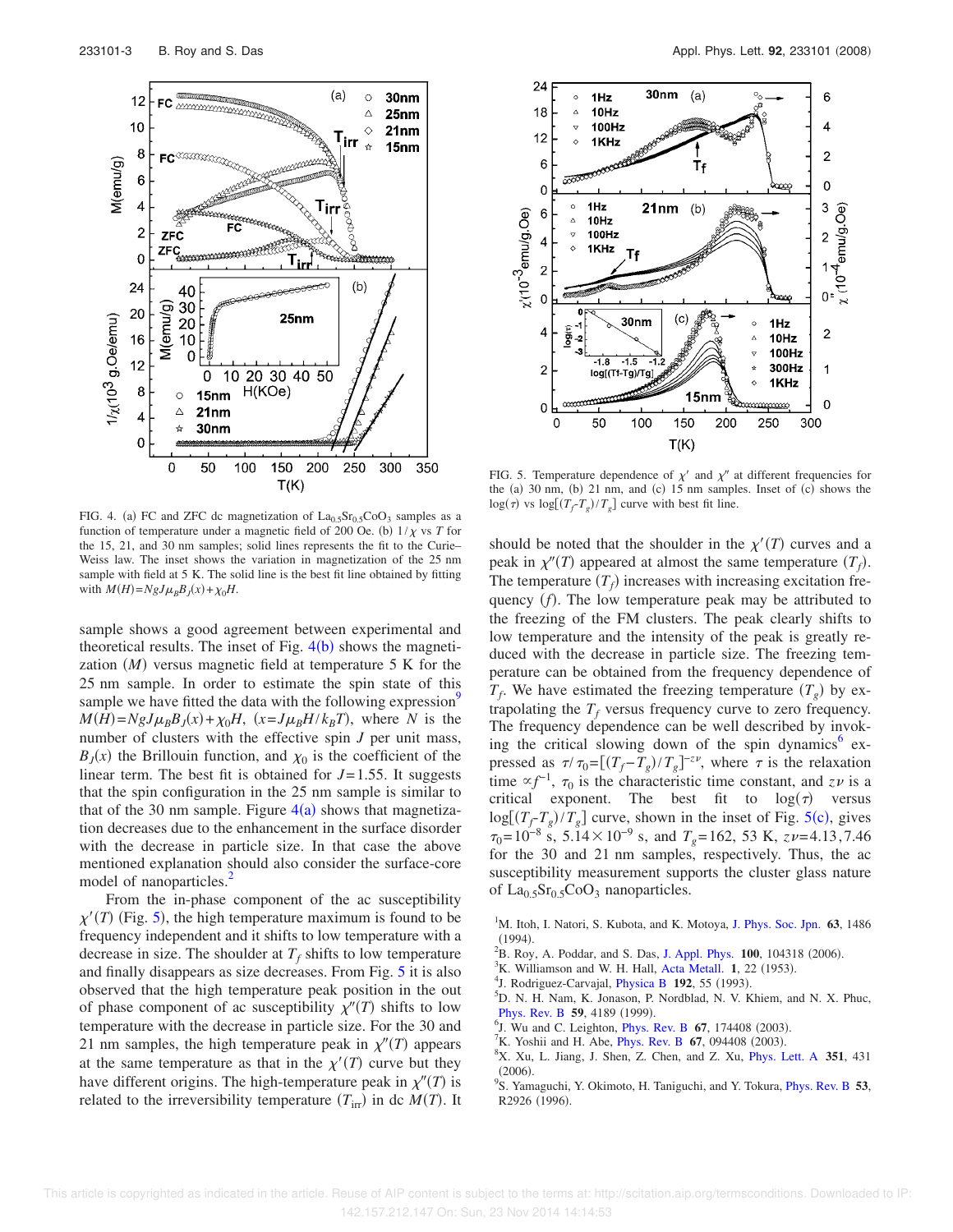FC
FC
FC
ZFC
ZFC
(a)
30nm
25nm
21nm
15nm
Tirr
Tirr
Tirr
M(emu/g)
(b)
25nm
M(emu/g)
H(KOe)
15nm
21nm
30nm
1/χ(10³ g.Oe/emu)
T(K)

FIG. 4. (a) FC and ZFC dc magnetization of $La_{0.5}Sr_{0.5}CoO_3$ samples as a function of temperature under a magnetic field of 200 Oe. (b) $1/\chi$ vs $T$ for the 15, 21, and 30 nm samples; solid lines represents the fit to the Curie–Weiss law. The inset shows the variation in magnetization of the 25 nm sample with field at 5 K. The solid line is the best fit line obtained by fitting with $M(H)=NgJ\mu_B B_J(x)+\chi_0 H$.

1Hz
10Hz
100Hz
1KHz
30nm (a)
Tf
21nm (b)
Tf
30nm (c)
log(τ)
log[(Tf-Tg)/Tg]
300Hz
15nm
χ′(10⁻³emu/g.Oe)
χ″(10⁻⁴emu/g.Oe)
T(K)

FIG. 5. Temperature dependence of $\chi'$ and $\chi''$ at different frequencies for the (a) 30 nm, (b) 21 nm, and (c) 15 nm samples. Inset of (c) shows the $\log(\tau)$ vs $\log[(T_f\text{-}T_g)/T_g]$ curve with best fit line.

sample shows a good agreement between experimental and theoretical results. The inset of Fig. 4(b) shows the magnetization $(M)$ versus magnetic field at temperature 5 K for the 25 nm sample. In order to estimate the spin state of this sample we have fitted the data with the following expression[9] $M(H)=NgJ\mu_B B_J(x)+\chi_0 H$, $(x=J\mu_B H/k_B T)$, where $N$ is the number of clusters with the effective spin $J$ per unit mass, $B_J(x)$ the Brillouin function, and $\chi_0$ is the coefficient of the linear term. The best fit is obtained for $J=1.55$. It suggests that the spin configuration in the 25 nm sample is similar to that of the 30 nm sample. Figure 4(a) shows that magnetization decreases due to the enhancement in the surface disorder with the decrease in particle size. In that case the above mentioned explanation should also consider the surface-core model of nanoparticles.[2]

From the in-phase component of the ac susceptibility $\chi'(T)$ (Fig. 5), the high temperature maximum is found to be frequency independent and it shifts to low temperature with a decrease in size. The shoulder at $T_f$ shifts to low temperature and finally disappears as size decreases. From Fig. 5 it is also observed that the high temperature peak position in the out of phase component of ac susceptibility $\chi''(T)$ shifts to low temperature with the decrease in particle size. For the 30 and 21 nm samples, the high temperature peak in $\chi''(T)$ appears at the same temperature as that in the $\chi'(T)$ curve but they have different origins. The high-temperature peak in $\chi''(T)$ is related to the irreversibility temperature $(T_{irr})$ in dc $M(T)$. It should be noted that the shoulder in the $\chi'(T)$ curves and a peak in $\chi''(T)$ appeared at almost the same temperature $(T_f)$. The temperature $(T_f)$ increases with increasing excitation frequency $(f)$. The low temperature peak may be attributed to the freezing of the FM clusters. The peak clearly shifts to low temperature and the intensity of the peak is greatly reduced with the decrease in particle size. The freezing temperature can be obtained from the frequency dependence of $T_f$. We have estimated the freezing temperature $(T_g)$ by extrapolating the $T_f$ versus frequency curve to zero frequency. The frequency dependence can be well described by invoking the critical slowing down of the spin dynamics[6] expressed as $\tau/\tau_0=[(T_f-T_g)/T_g]^{-z\nu}$, where $\tau$ is the relaxation time $\propto f^{-1}$, $\tau_0$ is the characteristic time constant, and $z\nu$ is a critical exponent. The best fit to $\log(\tau)$ versus $\log[(T_f\text{-}T_g)/T_g]$ curve, shown in the inset of Fig. 5(c), gives $\tau_0=10^{-8}$ s, $5.14\times10^{-9}$ s, and $T_g=162$, 53 K, $z\nu=4.13$, 7.46 for the 30 and 21 nm samples, respectively. Thus, the ac susceptibility measurement supports the cluster glass nature of $La_{0.5}Sr_{0.5}CoO_3$ nanoparticles.

[1] M. Itoh, I. Natori, S. Kubota, and K. Motoya, J. Phys. Soc. Jpn. **63**, 1486 (1994).
[2] B. Roy, A. Poddar, and S. Das, J. Appl. Phys. **100**, 104318 (2006).
[3] K. Williamson and W. H. Hall, Acta Metall. **1**, 22 (1953).
[4] J. Rodriguez-Carvajal, Physica B **192**, 55 (1993).
[5] D. N. H. Nam, K. Jonason, P. Nordblad, N. V. Khiem, and N. X. Phuc, Phys. Rev. B **59**, 4189 (1999).
[6] J. Wu and C. Leighton, Phys. Rev. B **67**, 174408 (2003).
[7] K. Yoshii and H. Abe, Phys. Rev. B **67**, 094408 (2003).
[8] X. Xu, L. Jiang, J. Shen, Z. Chen, and Z. Xu, Phys. Lett. A **351**, 431 (2006).
[9] S. Yamaguchi, Y. Okimoto, H. Taniguchi, and Y. Tokura, Phys. Rev. B **53**, R2926 (1996).